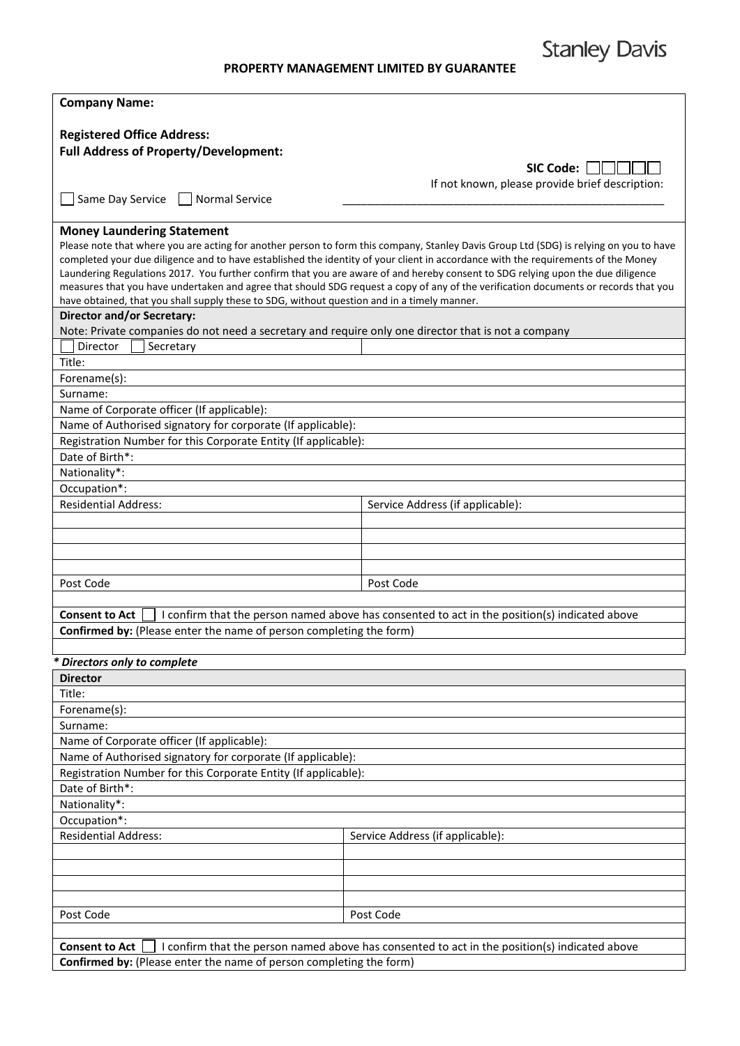Stanley Davis

# PROPERTY MANAGEMENT LIMITED BY GUARANTEE

**Company Name:**

**Registered Office Address:**

**Full Address of Property/Development:**

**SIC Code:** ☐☐☐☐☐

If not known, please provide brief description: \_\_\_\_\_\_\_\_\_\_\_\_\_\_\_\_\_\_\_\_\_\_\_\_\_\_\_\_\_\_\_\_\_\_\_\_\_\_\_\_\_\_\_\_\_\_\_\_\_\_

☐ Same Day Service ☐ Normal Service

**Money Laundering Statement**

Please note that where you are acting for another person to form this company, Stanley Davis Group Ltd (SDG) is relying on you to have completed your due diligence and to have established the identity of your client in accordance with the requirements of the Money Laundering Regulations 2017. You further confirm that you are aware of and hereby consent to SDG relying upon the due diligence measures that you have undertaken and agree that should SDG request a copy of any of the verification documents or records that you have obtained, that you shall supply these to SDG, without question and in a timely manner.

| **Director and/or Secretary:** | |
|---|---|
| Note: Private companies do not need a secretary and require only one director that is not a company | |
| ☐ Director ☐ Secretary | |
| Title: | |
| Forename(s): | |
| Surname: | |
| Name of Corporate officer (If applicable): | |
| Name of Authorised signatory for corporate (If applicable): | |
| Registration Number for this Corporate Entity (If applicable): | |
| Date of Birth*: | |
| Nationality*: | |
| Occupation*: | |
| Residential Address: | Service Address (if applicable): |
| | |
| | |
| | |
| | |
| Post Code | Post Code |
| | |
| **Consent to Act** ☐ I confirm that the person named above has consented to act in the position(s) indicated above | |
| **Confirmed by:** (Please enter the name of person completing the form) | |
| | |

***\* Directors only to complete***

| **Director** | |
|---|---|
| Title: | |
| Forename(s): | |
| Surname: | |
| Name of Corporate officer (If applicable): | |
| Name of Authorised signatory for corporate (If applicable): | |
| Registration Number for this Corporate Entity (If applicable): | |
| Date of Birth*: | |
| Nationality*: | |
| Occupation*: | |
| Residential Address: | Service Address (if applicable): |
| | |
| | |
| | |
| | |
| Post Code | Post Code |
| | |
| **Consent to Act** ☐ I confirm that the person named above has consented to act in the position(s) indicated above | |
| **Confirmed by:** (Please enter the name of person completing the form) | |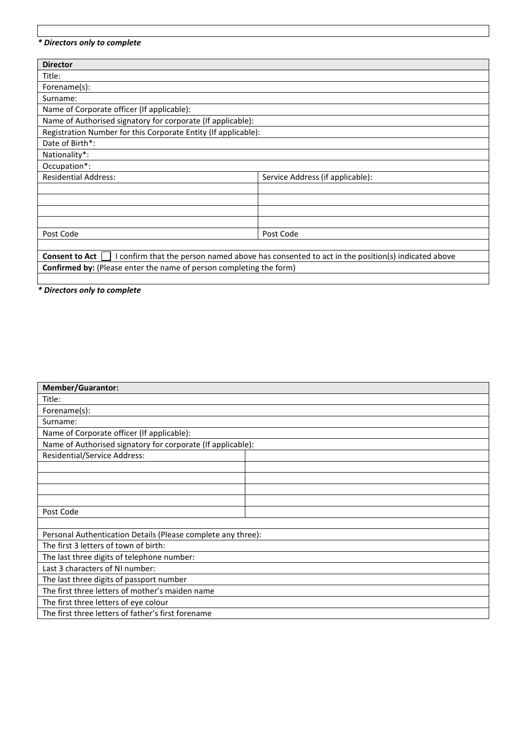| |
|---|
| |

***\* Directors only to complete***

| **Director** | |
|---|---|
| Title: | |
| Forename(s): | |
| Surname: | |
| Name of Corporate officer (If applicable): | |
| Name of Authorised signatory for corporate (If applicable): | |
| Registration Number for this Corporate Entity (If applicable): | |
| Date of Birth*: | |
| Nationality*: | |
| Occupation*: | |
| Residential Address: | Service Address (if applicable): |
| | |
| | |
| | |
| | |
| Post Code | Post Code |
| | |
| **Consent to Act** ☐ I confirm that the person named above has consented to act in the position(s) indicated above | |
| **Confirmed by:** (Please enter the name of person completing the form) | |
| | |

***\* Directors only to complete***

| **Member/Guarantor:** | |
|---|---|
| Title: | |
| Forename(s): | |
| Surname: | |
| Name of Corporate officer (If applicable): | |
| Name of Authorised signatory for corporate (If applicable): | |
| Residential/Service Address: | |
| | |
| | |
| | |
| | |
| Post Code | |
| | |
| Personal Authentication Details (Please complete any three): | |
| The first 3 letters of town of birth: | |
| The last three digits of telephone number: | |
| Last 3 characters of NI number: | |
| The last three digits of passport number | |
| The first three letters of mother's maiden name | |
| The first three letters of eye colour | |
| The first three letters of father's first forename | |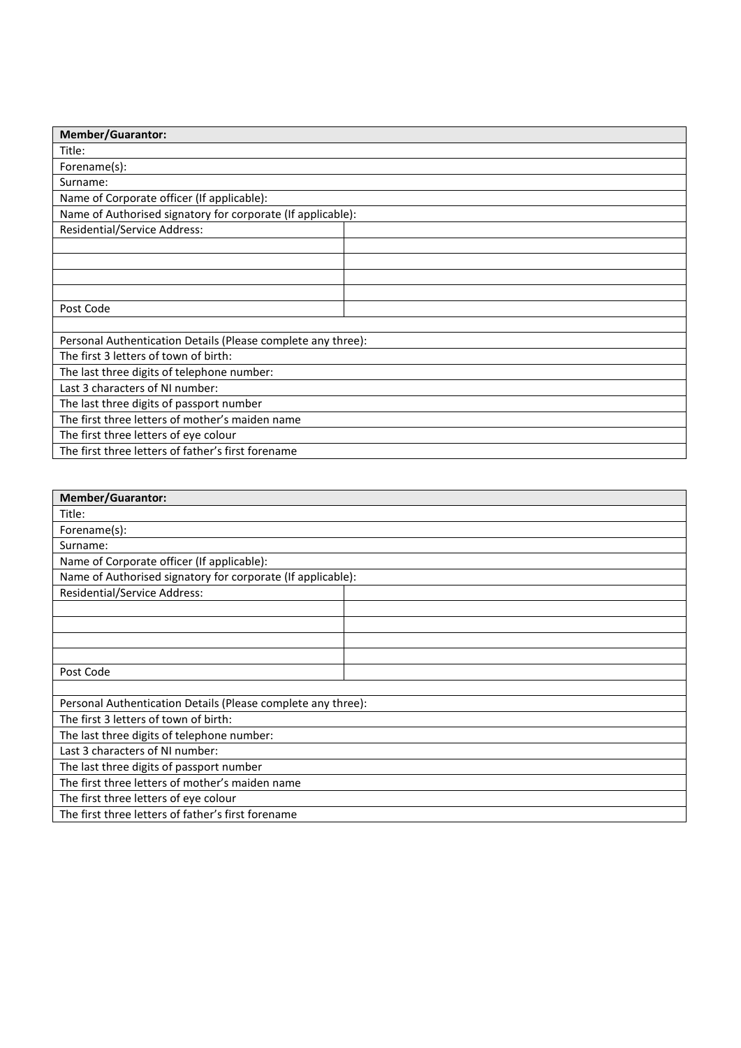| Member/Guarantor: | |
|---|---|
| Title: | |
| Forename(s): | |
| Surname: | |
| Name of Corporate officer (If applicable): | |
| Name of Authorised signatory for corporate (If applicable): | |
| Residential/Service Address: | |
| | |
| | |
| | |
| | |
| Post Code | |
| | |
| Personal Authentication Details (Please complete any three): | |
| The first 3 letters of town of birth: | |
| The last three digits of telephone number: | |
| Last 3 characters of NI number: | |
| The last three digits of passport number | |
| The first three letters of mother's maiden name | |
| The first three letters of eye colour | |
| The first three letters of father's first forename | |

| Member/Guarantor: | |
|---|---|
| Title: | |
| Forename(s): | |
| Surname: | |
| Name of Corporate officer (If applicable): | |
| Name of Authorised signatory for corporate (If applicable): | |
| Residential/Service Address: | |
| | |
| | |
| | |
| | |
| Post Code | |
| | |
| Personal Authentication Details (Please complete any three): | |
| The first 3 letters of town of birth: | |
| The last three digits of telephone number: | |
| Last 3 characters of NI number: | |
| The last three digits of passport number | |
| The first three letters of mother's maiden name | |
| The first three letters of eye colour | |
| The first three letters of father's first forename | |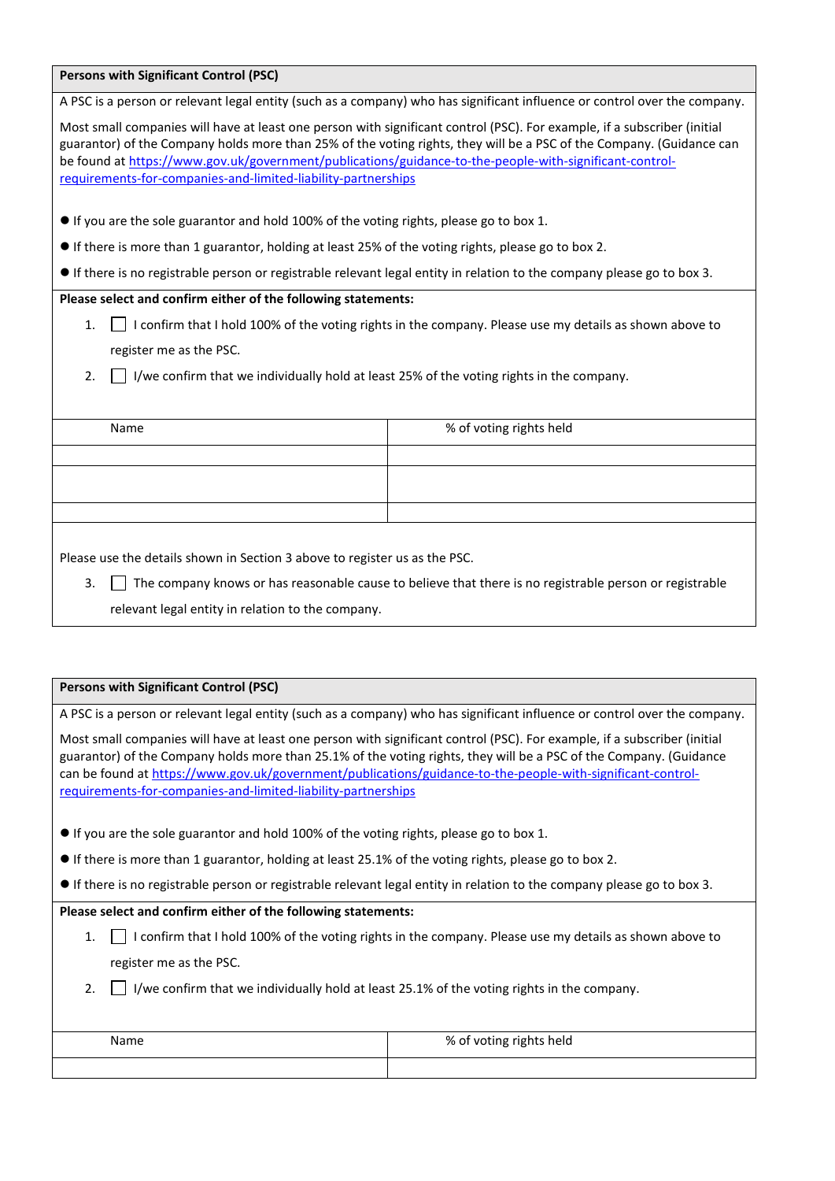**Persons with Significant Control (PSC)**

A PSC is a person or relevant legal entity (such as a company) who has significant influence or control over the company.

Most small companies will have at least one person with significant control (PSC). For example, if a subscriber (initial guarantor) of the Company holds more than 25% of the voting rights, they will be a PSC of the Company. (Guidance can be found at https://www.gov.uk/government/publications/guidance-to-the-people-with-significant-control-requirements-for-companies-and-limited-liability-partnerships

- If you are the sole guarantor and hold 100% of the voting rights, please go to box 1.
- If there is more than 1 guarantor, holding at least 25% of the voting rights, please go to box 2.
- If there is no registrable person or registrable relevant legal entity in relation to the company please go to box 3.

**Please select and confirm either of the following statements:**

1. ☐ I confirm that I hold 100% of the voting rights in the company. Please use my details as shown above to register me as the PSC.
2. ☐ I/we confirm that we individually hold at least 25% of the voting rights in the company.

| Name | % of voting rights held |
|---|---|
| | |
| | |
| | |

Please use the details shown in Section 3 above to register us as the PSC.

3. ☐ The company knows or has reasonable cause to believe that there is no registrable person or registrable relevant legal entity in relation to the company.

**Persons with Significant Control (PSC)**

A PSC is a person or relevant legal entity (such as a company) who has significant influence or control over the company.

Most small companies will have at least one person with significant control (PSC). For example, if a subscriber (initial guarantor) of the Company holds more than 25.1% of the voting rights, they will be a PSC of the Company. (Guidance can be found at https://www.gov.uk/government/publications/guidance-to-the-people-with-significant-control-requirements-for-companies-and-limited-liability-partnerships

- If you are the sole guarantor and hold 100% of the voting rights, please go to box 1.
- If there is more than 1 guarantor, holding at least 25.1% of the voting rights, please go to box 2.
- If there is no registrable person or registrable relevant legal entity in relation to the company please go to box 3.

**Please select and confirm either of the following statements:**

1. ☐ I confirm that I hold 100% of the voting rights in the company. Please use my details as shown above to register me as the PSC.
2. ☐ I/we confirm that we individually hold at least 25.1% of the voting rights in the company.

| Name | % of voting rights held |
|---|---|
| | |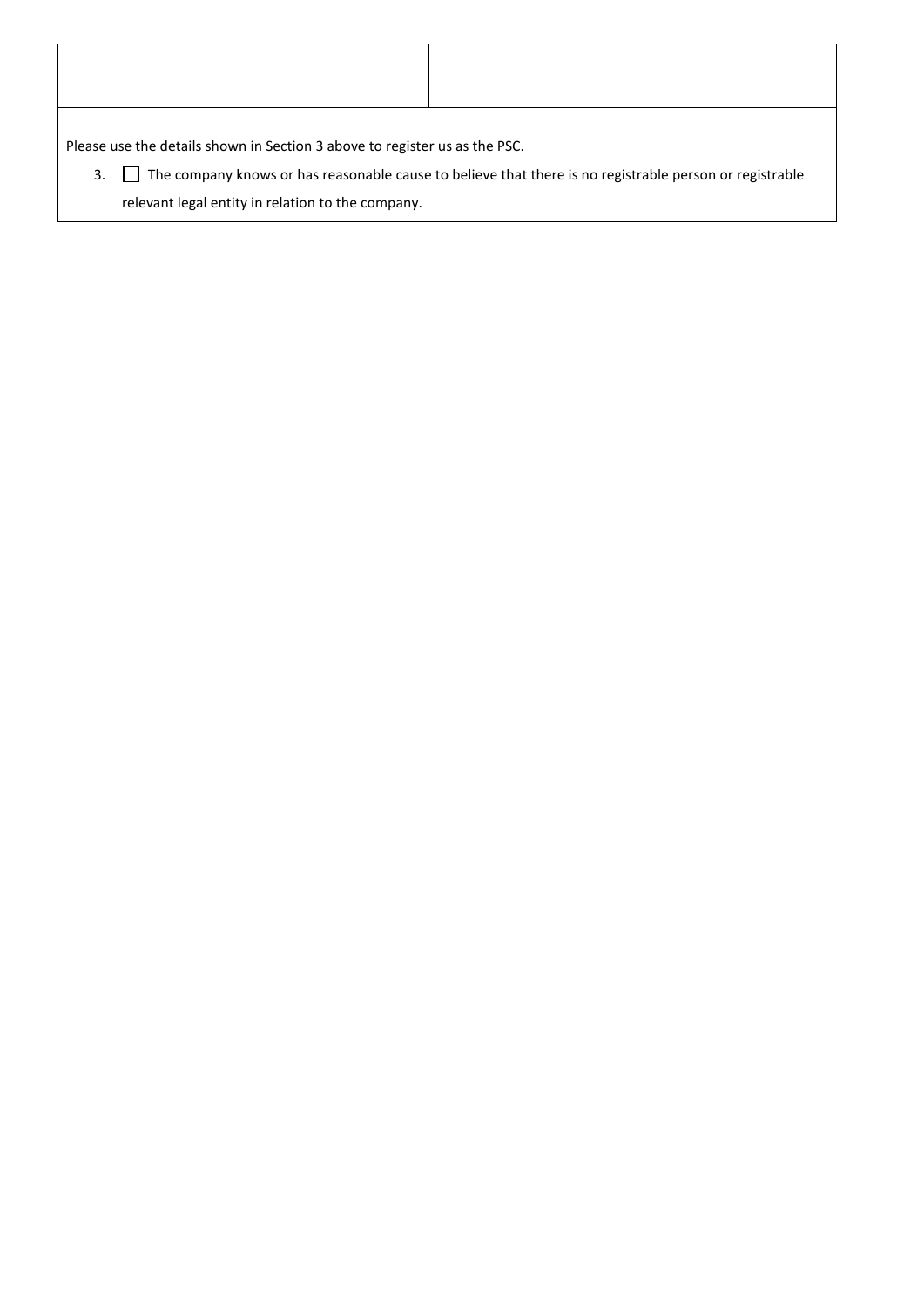| | |
| --- | --- |
| | |
| | |

Please use the details shown in Section 3 above to register us as the PSC.

3. ☐ The company knows or has reasonable cause to believe that there is no registrable person or registrable relevant legal entity in relation to the company.